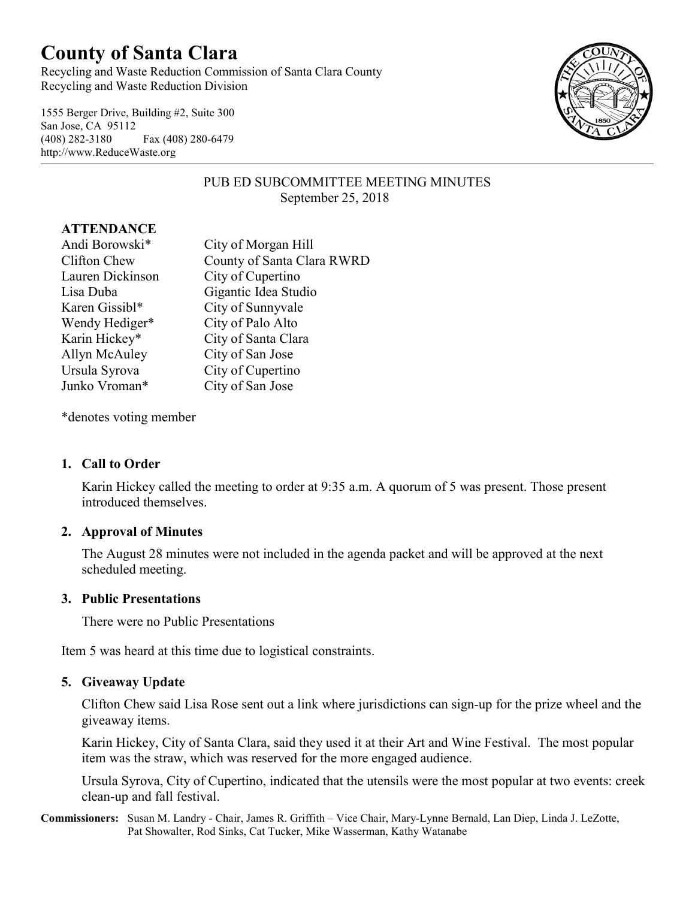# County of Santa Clara

Recycling and Waste Reduction Commission of Santa Clara County
Recycling and Waste Reduction Division

1555 Berger Drive, Building #2, Suite 300
San Jose, CA 95112
(408) 282-3180 Fax (408) 280-6479
http://www.ReduceWaste.org

PUB ED SUBCOMMITTEE MEETING MINUTES
September 25, 2018

**ATTENDANCE**

| | |
|---|---|
| Andi Borowski* | City of Morgan Hill |
| Clifton Chew | County of Santa Clara RWRD |
| Lauren Dickinson | City of Cupertino |
| Lisa Duba | Gigantic Idea Studio |
| Karen Gissibl* | City of Sunnyvale |
| Wendy Hediger* | City of Palo Alto |
| Karin Hickey* | City of Santa Clara |
| Allyn McAuley | City of San Jose |
| Ursula Syrova | City of Cupertino |
| Junko Vroman* | City of San Jose |

*denotes voting member

1. **Call to Order**

   Karin Hickey called the meeting to order at 9:35 a.m. A quorum of 5 was present. Those present introduced themselves.

2. **Approval of Minutes**

   The August 28 minutes were not included in the agenda packet and will be approved at the next scheduled meeting.

3. **Public Presentations**

   There were no Public Presentations

Item 5 was heard at this time due to logistical constraints.

5. **Giveaway Update**

   Clifton Chew said Lisa Rose sent out a link where jurisdictions can sign-up for the prize wheel and the giveaway items.

   Karin Hickey, City of Santa Clara, said they used it at their Art and Wine Festival. The most popular item was the straw, which was reserved for the more engaged audience.

   Ursula Syrova, City of Cupertino, indicated that the utensils were the most popular at two events: creek clean-up and fall festival.

**Commissioners:** Susan M. Landry - Chair, James R. Griffith – Vice Chair, Mary-Lynne Bernald, Lan Diep, Linda J. LeZotte, Pat Showalter, Rod Sinks, Cat Tucker, Mike Wasserman, Kathy Watanabe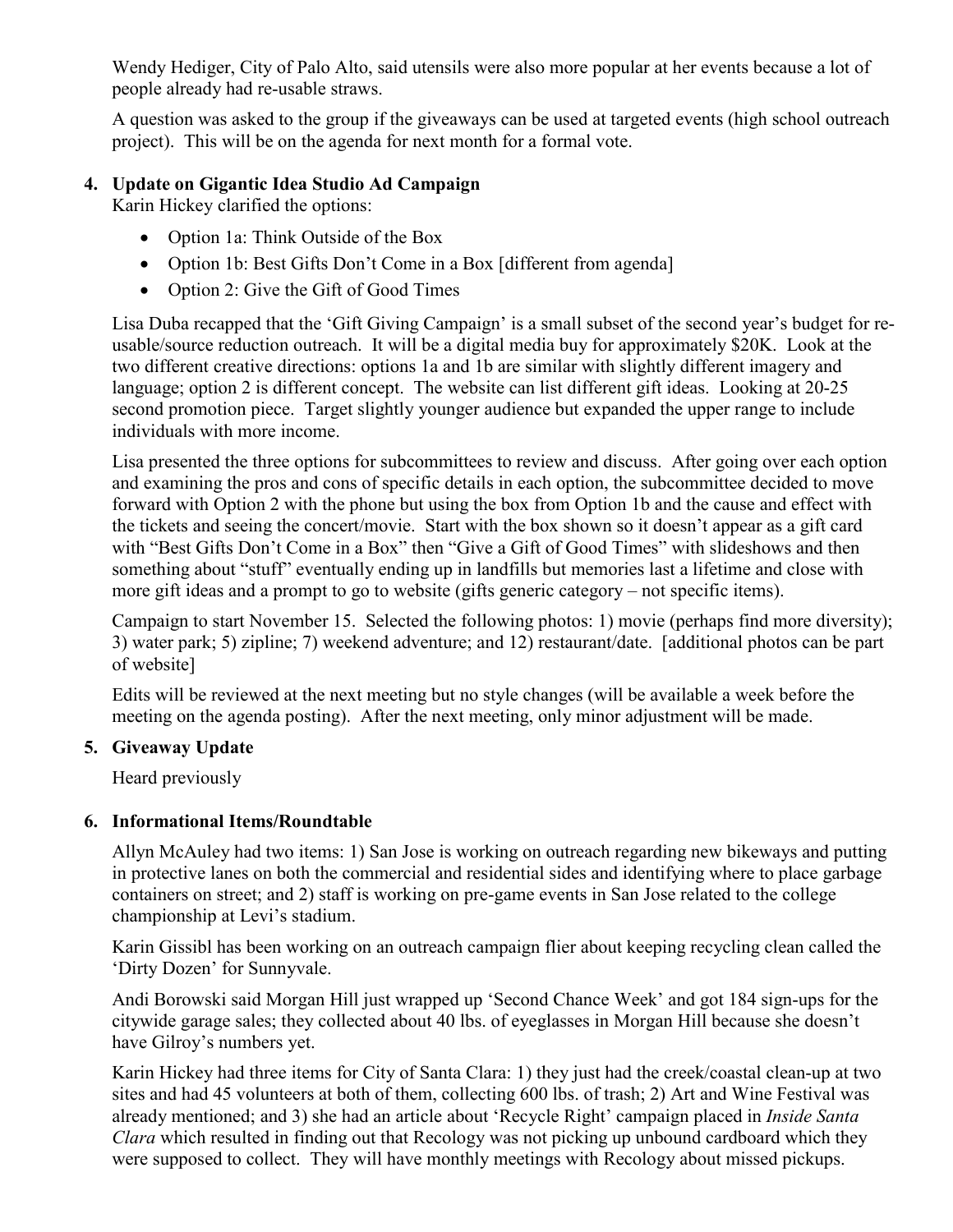Wendy Hediger, City of Palo Alto, said utensils were also more popular at her events because a lot of people already had re-usable straws.

A question was asked to the group if the giveaways can be used at targeted events (high school outreach project). This will be on the agenda for next month for a formal vote.

4. **Update on Gigantic Idea Studio Ad Campaign**

   Karin Hickey clarified the options:

   - Option 1a: Think Outside of the Box
   - Option 1b: Best Gifts Don't Come in a Box [different from agenda]
   - Option 2: Give the Gift of Good Times

   Lisa Duba recapped that the 'Gift Giving Campaign' is a small subset of the second year's budget for re-usable/source reduction outreach. It will be a digital media buy for approximately $20K. Look at the two different creative directions: options 1a and 1b are similar with slightly different imagery and language; option 2 is different concept. The website can list different gift ideas. Looking at 20-25 second promotion piece. Target slightly younger audience but expanded the upper range to include individuals with more income.

   Lisa presented the three options for subcommittees to review and discuss. After going over each option and examining the pros and cons of specific details in each option, the subcommittee decided to move forward with Option 2 with the phone but using the box from Option 1b and the cause and effect with the tickets and seeing the concert/movie. Start with the box shown so it doesn't appear as a gift card with "Best Gifts Don't Come in a Box" then "Give a Gift of Good Times" with slideshows and then something about "stuff" eventually ending up in landfills but memories last a lifetime and close with more gift ideas and a prompt to go to website (gifts generic category – not specific items).

   Campaign to start November 15. Selected the following photos: 1) movie (perhaps find more diversity); 3) water park; 5) zipline; 7) weekend adventure; and 12) restaurant/date. [additional photos can be part of website]

   Edits will be reviewed at the next meeting but no style changes (will be available a week before the meeting on the agenda posting). After the next meeting, only minor adjustment will be made.

5. **Giveaway Update**

   Heard previously

6. **Informational Items/Roundtable**

   Allyn McAuley had two items: 1) San Jose is working on outreach regarding new bikeways and putting in protective lanes on both the commercial and residential sides and identifying where to place garbage containers on street; and 2) staff is working on pre-game events in San Jose related to the college championship at Levi's stadium.

   Karin Gissibl has been working on an outreach campaign flier about keeping recycling clean called the 'Dirty Dozen' for Sunnyvale.

   Andi Borowski said Morgan Hill just wrapped up 'Second Chance Week' and got 184 sign-ups for the citywide garage sales; they collected about 40 lbs. of eyeglasses in Morgan Hill because she doesn't have Gilroy's numbers yet.

   Karin Hickey had three items for City of Santa Clara: 1) they just had the creek/coastal clean-up at two sites and had 45 volunteers at both of them, collecting 600 lbs. of trash; 2) Art and Wine Festival was already mentioned; and 3) she had an article about 'Recycle Right' campaign placed in *Inside Santa Clara* which resulted in finding out that Recology was not picking up unbound cardboard which they were supposed to collect. They will have monthly meetings with Recology about missed pickups.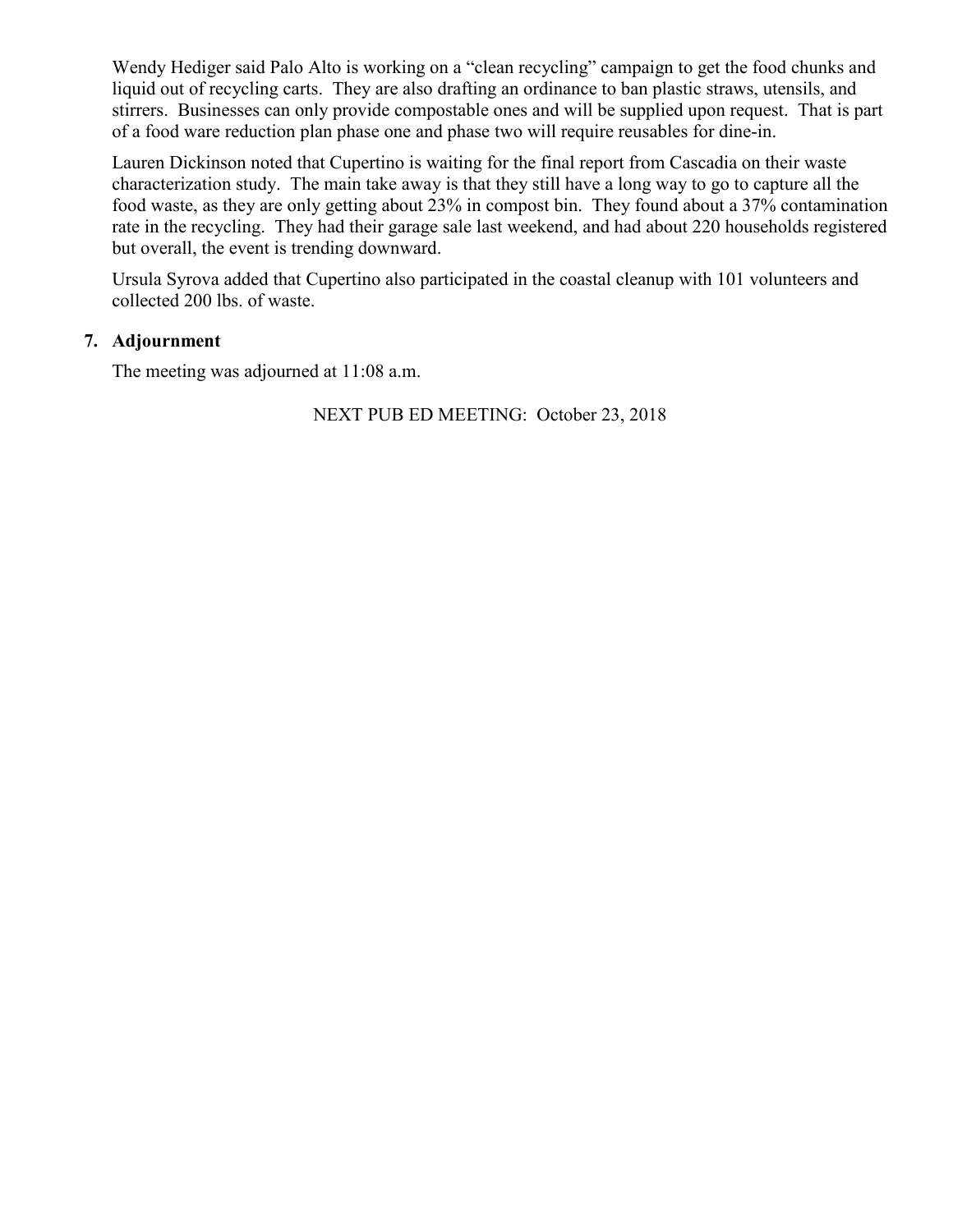Wendy Hediger said Palo Alto is working on a "clean recycling" campaign to get the food chunks and liquid out of recycling carts. They are also drafting an ordinance to ban plastic straws, utensils, and stirrers. Businesses can only provide compostable ones and will be supplied upon request. That is part of a food ware reduction plan phase one and phase two will require reusables for dine-in.

Lauren Dickinson noted that Cupertino is waiting for the final report from Cascadia on their waste characterization study. The main take away is that they still have a long way to go to capture all the food waste, as they are only getting about 23% in compost bin. They found about a 37% contamination rate in the recycling. They had their garage sale last weekend, and had about 220 households registered but overall, the event is trending downward.

Ursula Syrova added that Cupertino also participated in the coastal cleanup with 101 volunteers and collected 200 lbs. of waste.

**7. Adjournment**

The meeting was adjourned at 11:08 a.m.

NEXT PUB ED MEETING: October 23, 2018